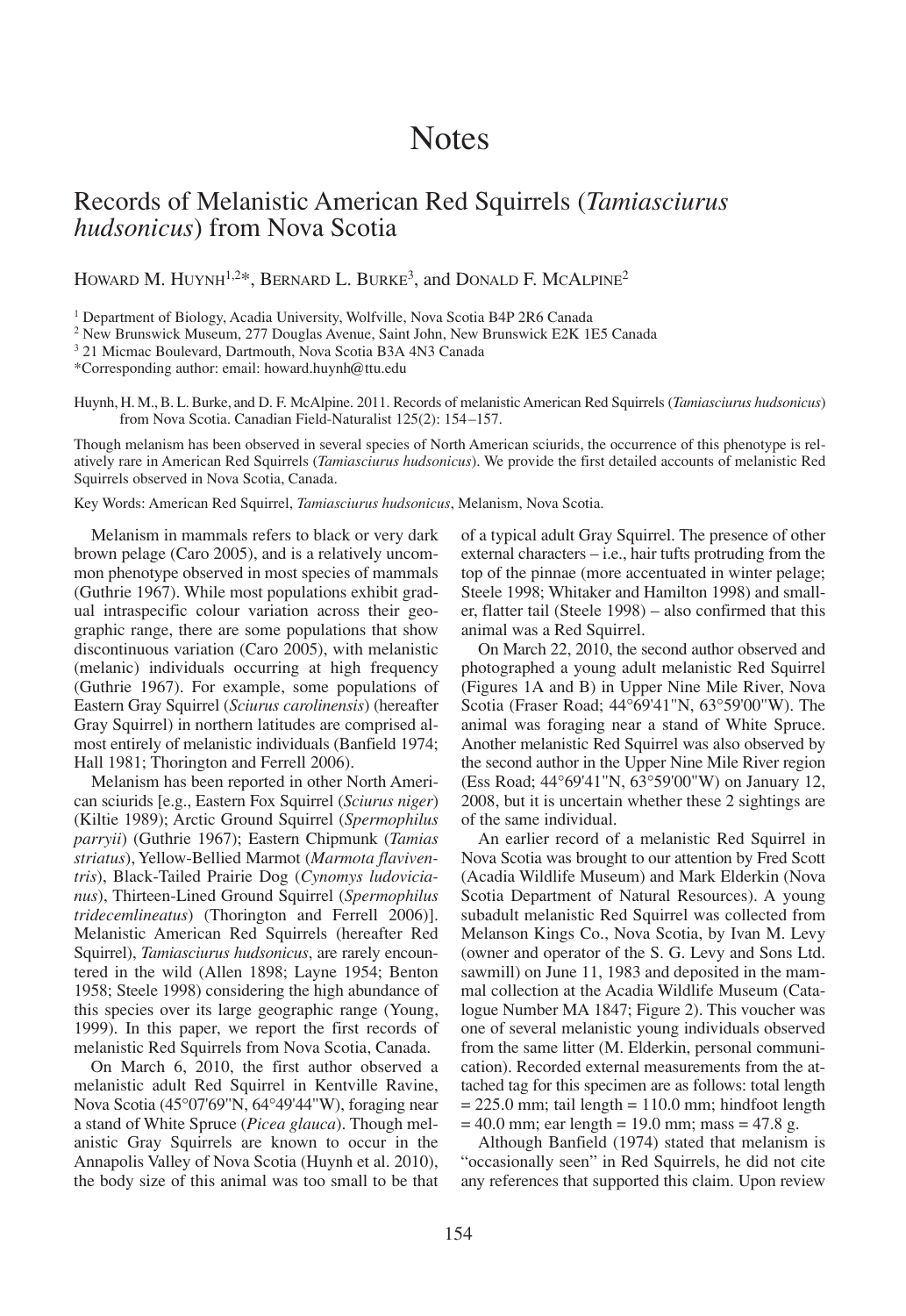# Notes

## Records of Melanistic American Red Squirrels (*Tamiasciurus hudsonicus*) from Nova Scotia

HOWARD M. HUYNH[1,2]*, BERNARD L. BURKE[3], and DONALD F. MCALPINE[2]

[1] Department of Biology, Acadia University, Wolfville, Nova Scotia B4P 2R6 Canada
[2] New Brunswick Museum, 277 Douglas Avenue, Saint John, New Brunswick E2K 1E5 Canada
[3] 21 Micmac Boulevard, Dartmouth, Nova Scotia B3A 4N3 Canada
*Corresponding author: email: howard.huynh@ttu.edu

Huynh, H. M., B. L. Burke, and D. F. McAlpine. 2011. Records of melanistic American Red Squirrels (*Tamiasciurus hudsonicus*) from Nova Scotia. Canadian Field-Naturalist 125(2): 154–157.

Though melanism has been observed in several species of North American sciurids, the occurrence of this phenotype is relatively rare in American Red Squirrels (*Tamiasciurus hudsonicus*). We provide the first detailed accounts of melanistic Red Squirrels observed in Nova Scotia, Canada.

Key Words: American Red Squirrel, *Tamiasciurus hudsonicus*, Melanism, Nova Scotia.

Melanism in mammals refers to black or very dark brown pelage (Caro 2005), and is a relatively uncommon phenotype observed in most species of mammals (Guthrie 1967). While most populations exhibit gradual intraspecific colour variation across their geographic range, there are some populations that show discontinuous variation (Caro 2005), with melanistic (melanic) individuals occurring at high frequency (Guthrie 1967). For example, some populations of Eastern Gray Squirrel (*Sciurus carolinensis*) (hereafter Gray Squirrel) in northern latitudes are comprised almost entirely of melanistic individuals (Banfield 1974; Hall 1981; Thorington and Ferrell 2006).

Melanism has been reported in other North American sciurids [e.g., Eastern Fox Squirrel (*Sciurus niger*) (Kiltie 1989); Arctic Ground Squirrel (*Spermophilus parryii*) (Guthrie 1967); Eastern Chipmunk (*Tamias striatus*), Yellow-Bellied Marmot (*Marmota flaviventris*), Black-Tailed Prairie Dog (*Cynomys ludovicianus*), Thirteen-Lined Ground Squirrel (*Spermophilus tridecemlineatus*) (Thorington and Ferrell 2006)]. Melanistic American Red Squirrels (hereafter Red Squirrel), *Tamiasciurus hudsonicus*, are rarely encountered in the wild (Allen 1898; Layne 1954; Benton 1958; Steele 1998) considering the high abundance of this species over its large geographic range (Young, 1999). In this paper, we report the first records of melanistic Red Squirrels from Nova Scotia, Canada.

On March 6, 2010, the first author observed a melanistic adult Red Squirrel in Kentville Ravine, Nova Scotia (45°07'69"N, 64°49'44"W), foraging near a stand of White Spruce (*Picea glauca*). Though melanistic Gray Squirrels are known to occur in the Annapolis Valley of Nova Scotia (Huynh et al. 2010), the body size of this animal was too small to be that of a typical adult Gray Squirrel. The presence of other external characters – i.e., hair tufts protruding from the top of the pinnae (more accentuated in winter pelage; Steele 1998; Whitaker and Hamilton 1998) and smaller, flatter tail (Steele 1998) – also confirmed that this animal was a Red Squirrel.

On March 22, 2010, the second author observed and photographed a young adult melanistic Red Squirrel (Figures 1A and B) in Upper Nine Mile River, Nova Scotia (Fraser Road; 44°69'41"N, 63°59'00"W). The animal was foraging near a stand of White Spruce. Another melanistic Red Squirrel was also observed by the second author in the Upper Nine Mile River region (Ess Road; 44°69'41"N, 63°59'00"W) on January 12, 2008, but it is uncertain whether these 2 sightings are of the same individual.

An earlier record of a melanistic Red Squirrel in Nova Scotia was brought to our attention by Fred Scott (Acadia Wildlife Museum) and Mark Elderkin (Nova Scotia Department of Natural Resources). A young subadult melanistic Red Squirrel was collected from Melanson Kings Co., Nova Scotia, by Ivan M. Levy (owner and operator of the S. G. Levy and Sons Ltd. sawmill) on June 11, 1983 and deposited in the mammal collection at the Acadia Wildlife Museum (Catalogue Number MA 1847; Figure 2). This voucher was one of several melanistic young individuals observed from the same litter (M. Elderkin, personal communication). Recorded external measurements from the attached tag for this specimen are as follows: total length = 225.0 mm; tail length = 110.0 mm; hindfoot length = 40.0 mm; ear length = 19.0 mm; mass = 47.8 g.

Although Banfield (1974) stated that melanism is "occasionally seen" in Red Squirrels, he did not cite any references that supported this claim. Upon review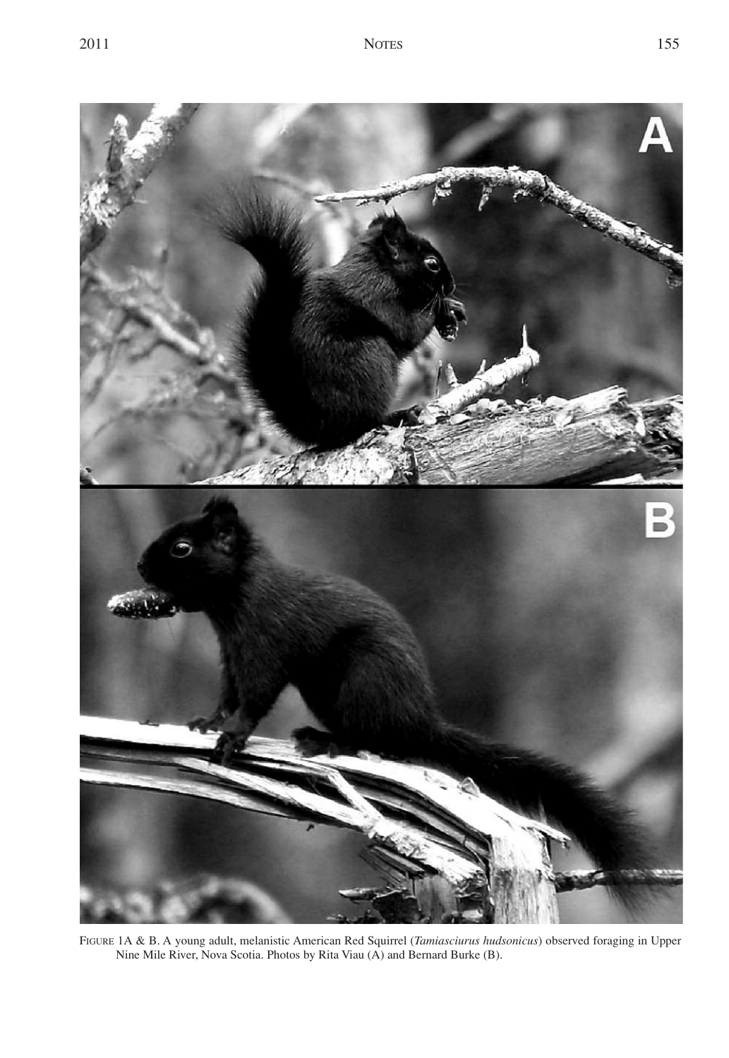FIGURE 1A & B. A young adult, melanistic American Red Squirrel (*Tamiasciurus hudsonicus*) observed foraging in Upper Nine Mile River, Nova Scotia. Photos by Rita Viau (A) and Bernard Burke (B).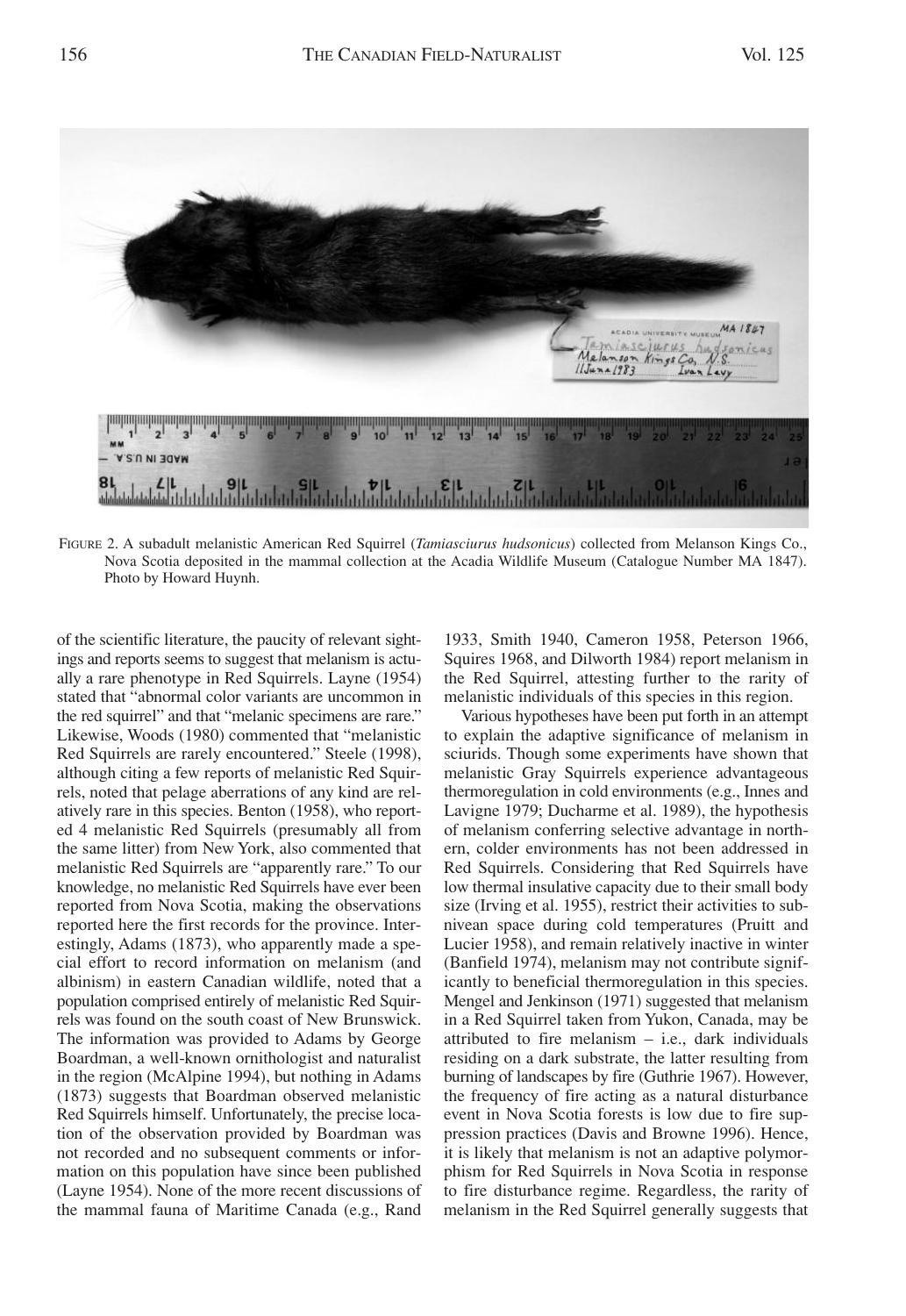FIGURE 2. A subadult melanistic American Red Squirrel (*Tamiasciurus hudsonicus*) collected from Melanson Kings Co., Nova Scotia deposited in the mammal collection at the Acadia Wildlife Museum (Catalogue Number MA 1847). Photo by Howard Huynh.

of the scientific literature, the paucity of relevant sightings and reports seems to suggest that melanism is actually a rare phenotype in Red Squirrels. Layne (1954) stated that "abnormal color variants are uncommon in the red squirrel" and that "melanic specimens are rare." Likewise, Woods (1980) commented that "melanistic Red Squirrels are rarely encountered." Steele (1998), although citing a few reports of melanistic Red Squirrels, noted that pelage aberrations of any kind are relatively rare in this species. Benton (1958), who reported 4 melanistic Red Squirrels (presumably all from the same litter) from New York, also commented that melanistic Red Squirrels are "apparently rare." To our knowledge, no melanistic Red Squirrels have ever been reported from Nova Scotia, making the observations reported here the first records for the province. Interestingly, Adams (1873), who apparently made a special effort to record information on melanism (and albinism) in eastern Canadian wildlife, noted that a population comprised entirely of melanistic Red Squirrels was found on the south coast of New Brunswick. The information was provided to Adams by George Boardman, a well-known ornithologist and naturalist in the region (McAlpine 1994), but nothing in Adams (1873) suggests that Boardman observed melanistic Red Squirrels himself. Unfortunately, the precise location of the observation provided by Boardman was not recorded and no subsequent comments or information on this population have since been published (Layne 1954). None of the more recent discussions of the mammal fauna of Maritime Canada (e.g., Rand 1933, Smith 1940, Cameron 1958, Peterson 1966, Squires 1968, and Dilworth 1984) report melanism in the Red Squirrel, attesting further to the rarity of melanistic individuals of this species in this region.

Various hypotheses have been put forth in an attempt to explain the adaptive significance of melanism in sciurids. Though some experiments have shown that melanistic Gray Squirrels experience advantageous thermoregulation in cold environments (e.g., Innes and Lavigne 1979; Ducharme et al. 1989), the hypothesis of melanism conferring selective advantage in northern, colder environments has not been addressed in Red Squirrels. Considering that Red Squirrels have low thermal insulative capacity due to their small body size (Irving et al. 1955), restrict their activities to subnivean space during cold temperatures (Pruitt and Lucier 1958), and remain relatively inactive in winter (Banfield 1974), melanism may not contribute significantly to beneficial thermoregulation in this species. Mengel and Jenkinson (1971) suggested that melanism in a Red Squirrel taken from Yukon, Canada, may be attributed to fire melanism – i.e., dark individuals residing on a dark substrate, the latter resulting from burning of landscapes by fire (Guthrie 1967). However, the frequency of fire acting as a natural disturbance event in Nova Scotia forests is low due to fire suppression practices (Davis and Browne 1996). Hence, it is likely that melanism is not an adaptive polymorphism for Red Squirrels in Nova Scotia in response to fire disturbance regime. Regardless, the rarity of melanism in the Red Squirrel generally suggests that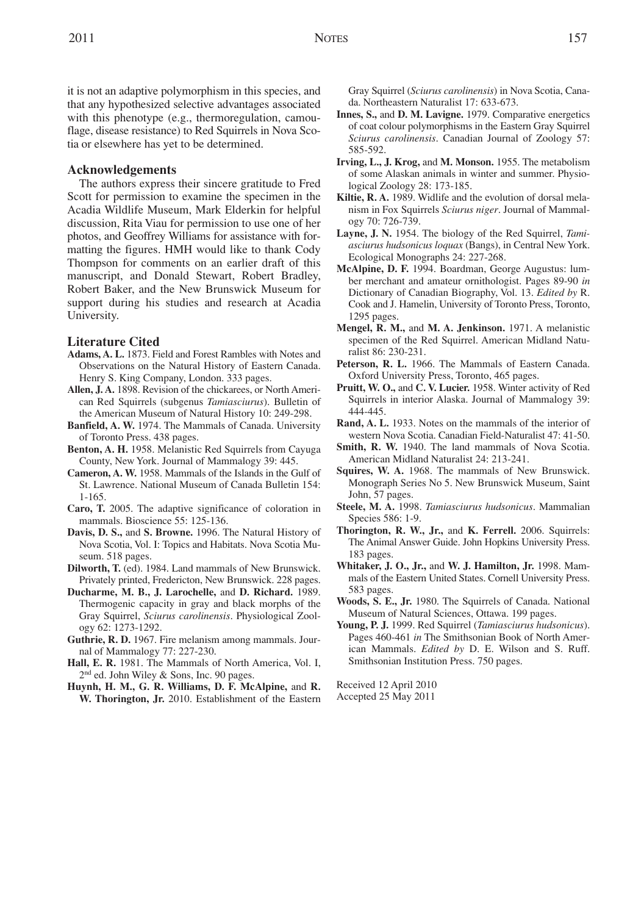it is not an adaptive polymorphism in this species, and that any hypothesized selective advantages associated with this phenotype (e.g., thermoregulation, camouflage, disease resistance) to Red Squirrels in Nova Scotia or elsewhere has yet to be determined.

## Acknowledgements

The authors express their sincere gratitude to Fred Scott for permission to examine the specimen in the Acadia Wildlife Museum, Mark Elderkin for helpful discussion, Rita Viau for permission to use one of her photos, and Geoffrey Williams for assistance with formatting the figures. HMH would like to thank Cody Thompson for comments on an earlier draft of this manuscript, and Donald Stewart, Robert Bradley, Robert Baker, and the New Brunswick Museum for support during his studies and research at Acadia University.

## Literature Cited

**Adams, A. L.** 1873. Field and Forest Rambles with Notes and Observations on the Natural History of Eastern Canada. Henry S. King Company, London. 333 pages.

**Allen, J. A.** 1898. Revision of the chickarees, or North American Red Squirrels (subgenus *Tamiasciurus*). Bulletin of the American Museum of Natural History 10: 249-298.

**Banfield, A. W.** 1974. The Mammals of Canada. University of Toronto Press. 438 pages.

**Benton, A. H.** 1958. Melanistic Red Squirrels from Cayuga County, New York. Journal of Mammalogy 39: 445.

**Cameron, A. W.** 1958. Mammals of the Islands in the Gulf of St. Lawrence. National Museum of Canada Bulletin 154: 1-165.

**Caro, T.** 2005. The adaptive significance of coloration in mammals. Bioscience 55: 125-136.

**Davis, D. S.,** and **S. Browne.** 1996. The Natural History of Nova Scotia, Vol. I: Topics and Habitats. Nova Scotia Museum. 518 pages.

**Dilworth, T.** (ed). 1984. Land mammals of New Brunswick. Privately printed, Fredericton, New Brunswick. 228 pages.

**Ducharme, M. B., J. Larochelle,** and **D. Richard.** 1989. Thermogenic capacity in gray and black morphs of the Gray Squirrel, *Sciurus carolinensis*. Physiological Zoology 62: 1273-1292.

**Guthrie, R. D.** 1967. Fire melanism among mammals. Journal of Mammalogy 77: 227-230.

**Hall, E. R.** 1981. The Mammals of North America, Vol. I, 2nd ed. John Wiley & Sons, Inc. 90 pages.

**Huynh, H. M., G. R. Williams, D. F. McAlpine,** and **R. W. Thorington, Jr.** 2010. Establishment of the Eastern Gray Squirrel (*Sciurus carolinensis*) in Nova Scotia, Canada. Northeastern Naturalist 17: 633-673.

**Innes, S.,** and **D. M. Lavigne.** 1979. Comparative energetics of coat colour polymorphisms in the Eastern Gray Squirrel *Sciurus carolinensis*. Canadian Journal of Zoology 57: 585-592.

**Irving, L., J. Krog,** and **M. Monson.** 1955. The metabolism of some Alaskan animals in winter and summer. Physiological Zoology 28: 173-185.

**Kiltie, R. A.** 1989. Widlife and the evolution of dorsal melanism in Fox Squirrels *Sciurus niger*. Journal of Mammalogy 70: 726-739.

**Layne, J. N.** 1954. The biology of the Red Squirrel, *Tamiasciurus hudsonicus loquax* (Bangs), in Central New York. Ecological Monographs 24: 227-268.

**McAlpine, D. F.** 1994. Boardman, George Augustus: lumber merchant and amateur ornithologist. Pages 89-90 *in* Dictionary of Canadian Biography, Vol. 13. *Edited by* R. Cook and J. Hamelin, University of Toronto Press, Toronto, 1295 pages.

**Mengel, R. M.,** and **M. A. Jenkinson.** 1971. A melanistic specimen of the Red Squirrel. American Midland Naturalist 86: 230-231.

**Peterson, R. L.** 1966. The Mammals of Eastern Canada. Oxford University Press, Toronto, 465 pages.

**Pruitt, W. O.,** and **C. V. Lucier.** 1958. Winter activity of Red Squirrels in interior Alaska. Journal of Mammalogy 39: 444-445.

**Rand, A. L.** 1933. Notes on the mammals of the interior of western Nova Scotia. Canadian Field-Naturalist 47: 41-50.

**Smith, R. W.** 1940. The land mammals of Nova Scotia. American Midland Naturalist 24: 213-241.

**Squires, W. A.** 1968. The mammals of New Brunswick. Monograph Series No 5. New Brunswick Museum, Saint John, 57 pages.

**Steele, M. A.** 1998. *Tamiasciurus hudsonicus*. Mammalian Species 586: 1-9.

**Thorington, R. W., Jr.,** and **K. Ferrell.** 2006. Squirrels: The Animal Answer Guide. John Hopkins University Press. 183 pages.

**Whitaker, J. O., Jr.,** and **W. J. Hamilton, Jr.** 1998. Mammals of the Eastern United States. Cornell University Press. 583 pages.

**Woods, S. E., Jr.** 1980. The Squirrels of Canada. National Museum of Natural Sciences, Ottawa. 199 pages.

**Young, P. J.** 1999. Red Squirrel (*Tamiasciurus hudsonicus*). Pages 460-461 *in* The Smithsonian Book of North American Mammals. *Edited by* D. E. Wilson and S. Ruff. Smithsonian Institution Press. 750 pages.

Received 12 April 2010
Accepted 25 May 2011